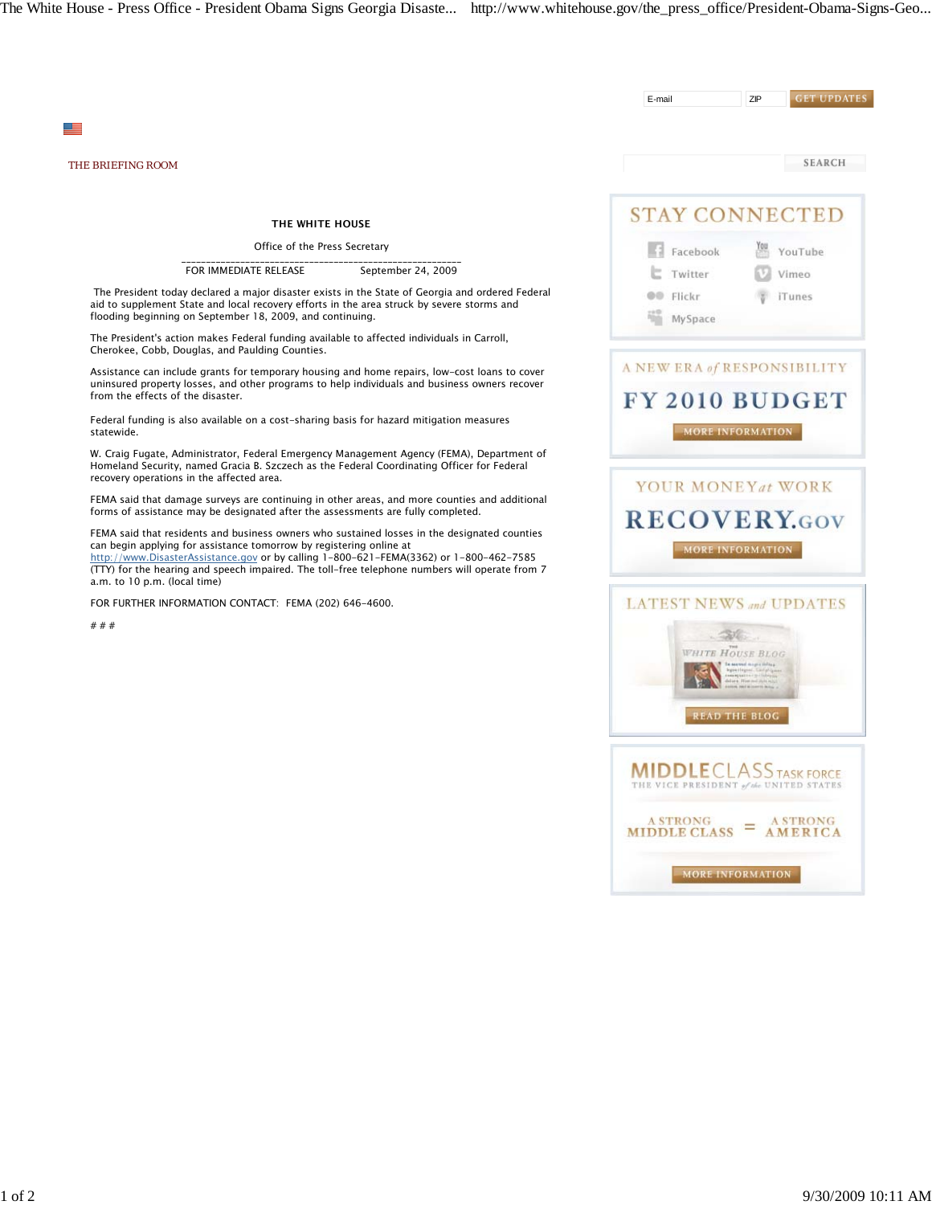THE BRIEFING ROOM

**THE WHITE HOUSE**

Office of the Press Secretary

---

FOR IMMEDIATE RELEASE                    September 24, 2009

The President today declared a major disaster exists in the State of Georgia and ordered Federal aid to supplement State and local recovery efforts in the area struck by severe storms and flooding beginning on September 18, 2009, and continuing.

The President's action makes Federal funding available to affected individuals in Carroll, Cherokee, Cobb, Douglas, and Paulding Counties.

Assistance can include grants for temporary housing and home repairs, low-cost loans to cover uninsured property losses, and other programs to help individuals and business owners recover from the effects of the disaster.

Federal funding is also available on a cost-sharing basis for hazard mitigation measures statewide.

W. Craig Fugate, Administrator, Federal Emergency Management Agency (FEMA), Department of Homeland Security, named Gracia B. Szczech as the Federal Coordinating Officer for Federal recovery operations in the affected area.

FEMA said that damage surveys are continuing in other areas, and more counties and additional forms of assistance may be designated after the assessments are fully completed.

FEMA said that residents and business owners who sustained losses in the designated counties can begin applying for assistance tomorrow by registering online at http://www.DisasterAssistance.gov or by calling 1-800-621-FEMA(3362) or 1-800-462-7585 (TTY) for the hearing and speech impaired. The toll-free telephone numbers will operate from 7 a.m. to 10 p.m. (local time)

FOR FURTHER INFORMATION CONTACT:  FEMA (202) 646-4600.

# # #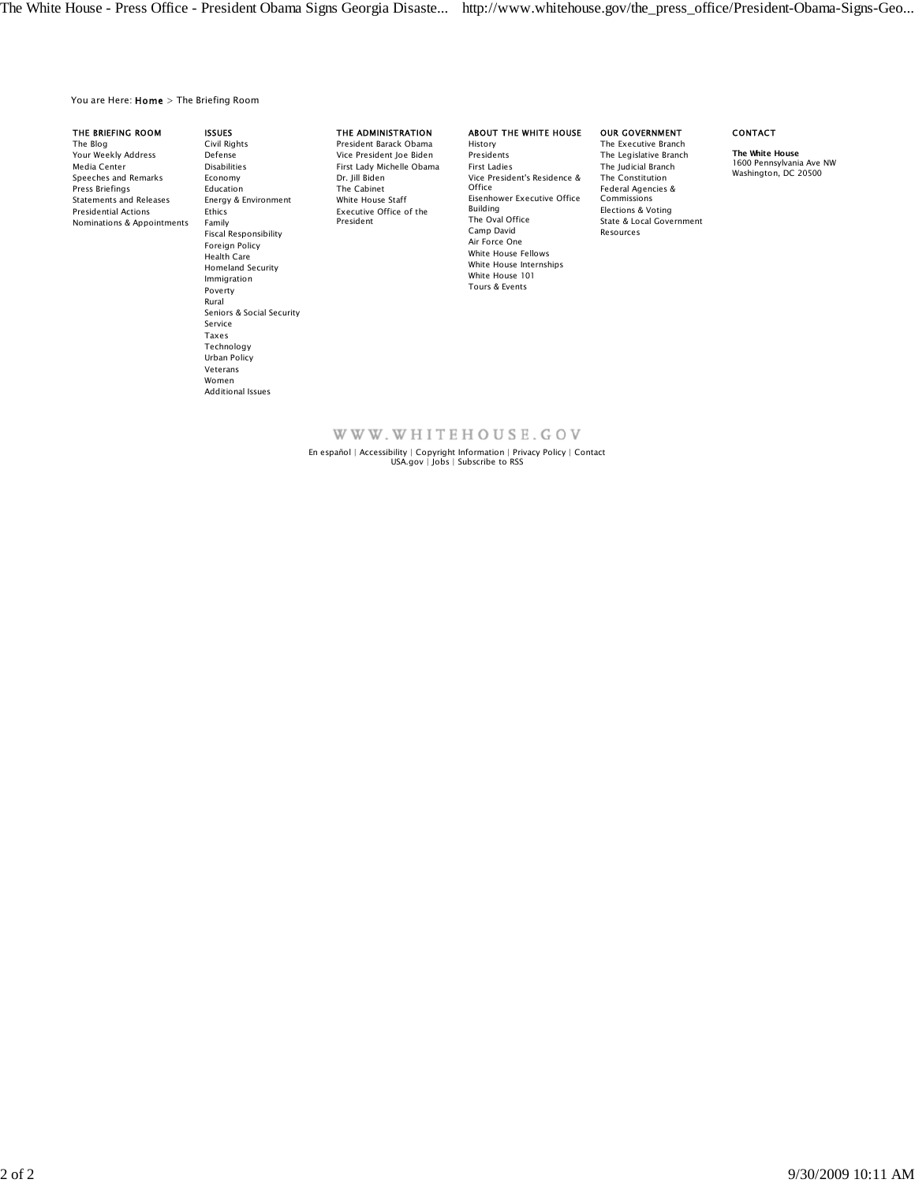You are Here: **Home** > The Briefing Room

**THE BRIEFING ROOM**

- The Blog
- Your Weekly Address
- Media Center
- Speeches and Remarks
- Press Briefings
- Statements and Releases
- Presidential Actions
- Nominations & Appointments

**ISSUES**

- Civil Rights
- Defense
- Disabilities
- Economy
- Education
- Energy & Environment
- Ethics
- Family
- Fiscal Responsibility
- Foreign Policy
- Health Care
- Homeland Security
- Immigration
- Poverty
- Rural
- Seniors & Social Security
- Service
- Taxes
- Technology
- Urban Policy
- Veterans
- Women
- Additional Issues

**THE ADMINISTRATION**

- President Barack Obama
- Vice President Joe Biden
- First Lady Michelle Obama
- Dr. Jill Biden
- The Cabinet
- White House Staff
- Executive Office of the President

**ABOUT THE WHITE HOUSE**

- History
- Presidents
- First Ladies
- Vice President's Residence & Office
- Eisenhower Executive Office Building
- The Oval Office
- Camp David
- Air Force One
- White House Fellows
- White House Internships
- White House 101
- Tours & Events

**OUR GOVERNMENT**

- The Executive Branch
- The Legislative Branch
- The Judicial Branch
- The Constitution
- Federal Agencies & Commissions
- Elections & Voting
- State & Local Government Resources

**CONTACT**

**The White House**
1600 Pennsylvania Ave NW
Washington, DC 20500

WWW.WHITEHOUSE.GOV

En español | Accessibility | Copyright Information | Privacy Policy | Contact
USA.gov | Jobs | Subscribe to RSS